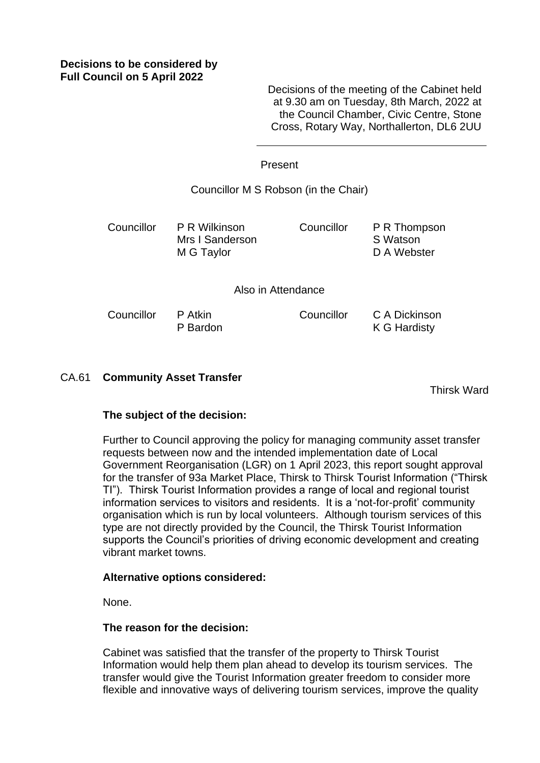**Decisions to be considered by Full Council on 5 April 2022**

Decisions of the meeting of the Cabinet held at 9.30 am on Tuesday, 8th March, 2022 at the Council Chamber, Civic Centre, Stone Cross, Rotary Way, Northallerton, DL6 2UU

---

Present

Councillor M S Robson (in the Chair)

| | | | |
|---|---|---|---|
| Councillor | P R Wilkinson | Councillor | P R Thompson |
| | Mrs I Sanderson | | S Watson |
| | M G Taylor | | D A Webster |

Also in Attendance

| | | | |
|---|---|---|---|
| Councillor | P Atkin | Councillor | C A Dickinson |
| | P Bardon | | K G Hardisty |

CA.61 **Community Asset Transfer**

Thirsk Ward

**The subject of the decision:**

Further to Council approving the policy for managing community asset transfer requests between now and the intended implementation date of Local Government Reorganisation (LGR) on 1 April 2023, this report sought approval for the transfer of 93a Market Place, Thirsk to Thirsk Tourist Information ("Thirsk TI"). Thirsk Tourist Information provides a range of local and regional tourist information services to visitors and residents. It is a 'not-for-profit' community organisation which is run by local volunteers. Although tourism services of this type are not directly provided by the Council, the Thirsk Tourist Information supports the Council's priorities of driving economic development and creating vibrant market towns.

**Alternative options considered:**

None.

**The reason for the decision:**

Cabinet was satisfied that the transfer of the property to Thirsk Tourist Information would help them plan ahead to develop its tourism services. The transfer would give the Tourist Information greater freedom to consider more flexible and innovative ways of delivering tourism services, improve the quality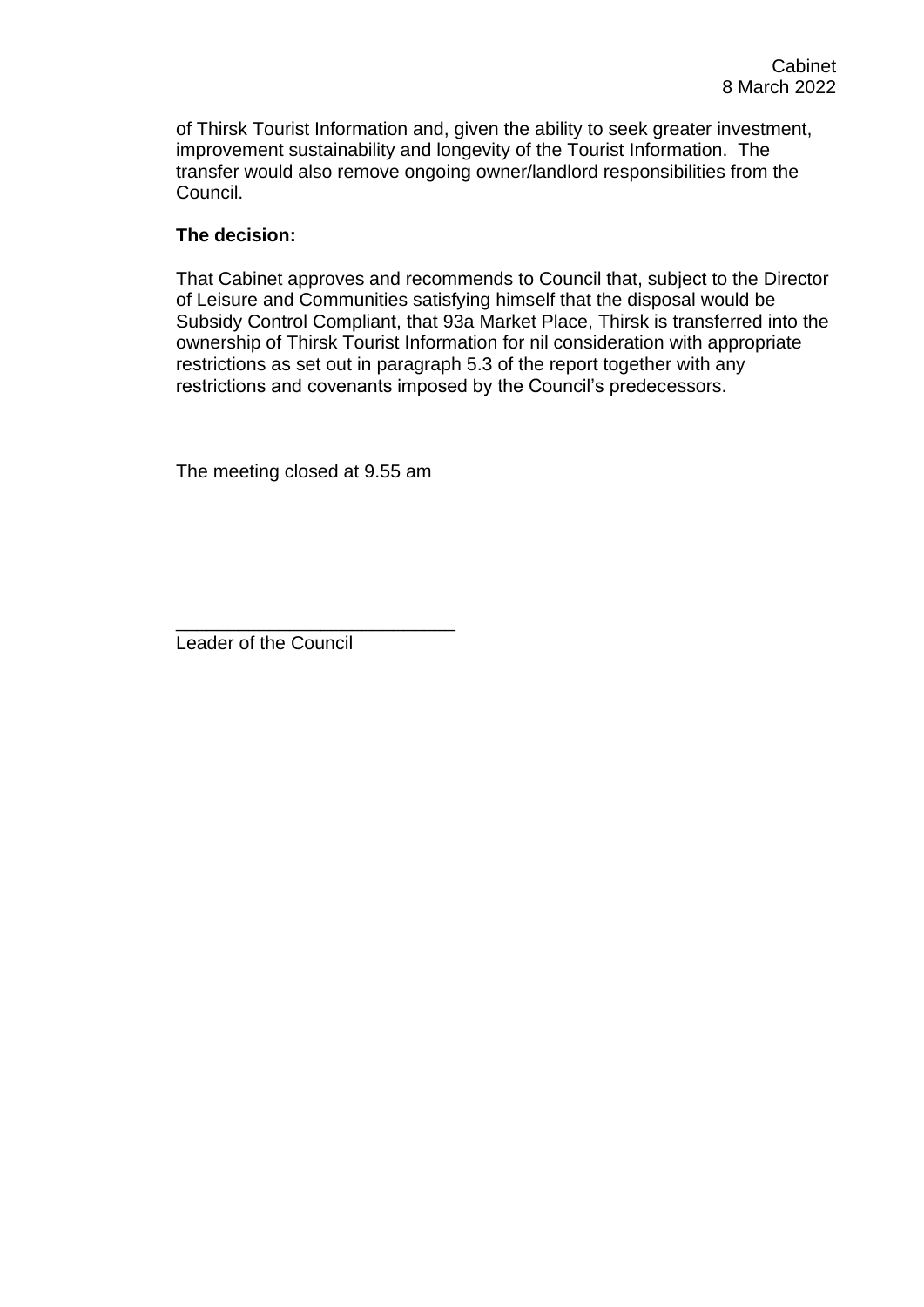of Thirsk Tourist Information and, given the ability to seek greater investment, improvement sustainability and longevity of the Tourist Information. The transfer would also remove ongoing owner/landlord responsibilities from the Council.

**The decision:**

That Cabinet approves and recommends to Council that, subject to the Director of Leisure and Communities satisfying himself that the disposal would be Subsidy Control Compliant, that 93a Market Place, Thirsk is transferred into the ownership of Thirsk Tourist Information for nil consideration with appropriate restrictions as set out in paragraph 5.3 of the report together with any restrictions and covenants imposed by the Council's predecessors.

The meeting closed at 9.55 am

___________________________

Leader of the Council